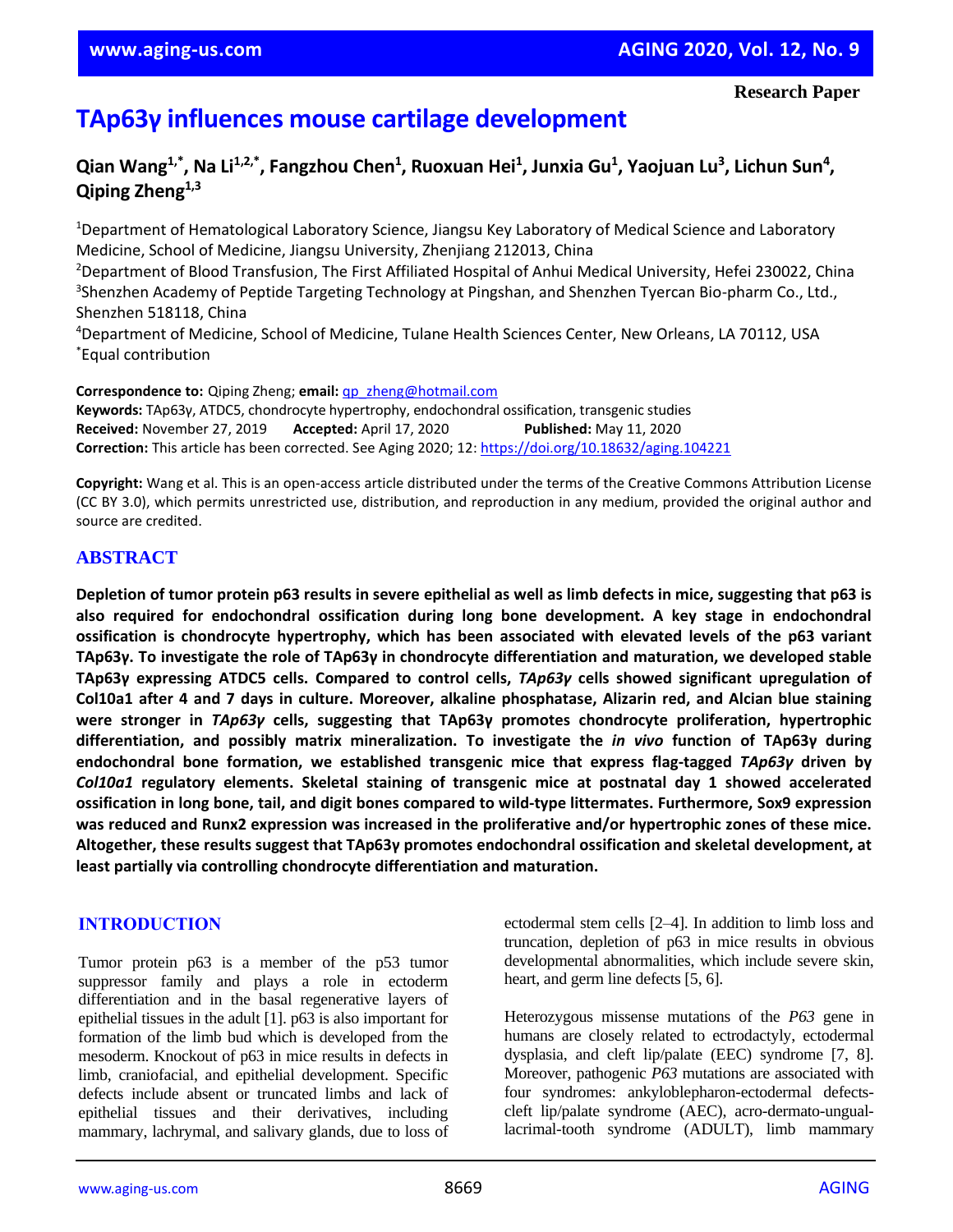**Research Paper**

# TAp63γ influences mouse cartilage development

## Qian Wang[1,*], Na Li[1,2,*], Fangzhou Chen[1], Ruoxuan Hei[1], Junxia Gu[1], Yaojuan Lu[3], Lichun Sun[4], Qiping Zheng[1,3]

[1]Department of Hematological Laboratory Science, Jiangsu Key Laboratory of Medical Science and Laboratory Medicine, School of Medicine, Jiangsu University, Zhenjiang 212013, China
[2]Department of Blood Transfusion, The First Affiliated Hospital of Anhui Medical University, Hefei 230022, China
[3]Shenzhen Academy of Peptide Targeting Technology at Pingshan, and Shenzhen Tyercan Bio-pharm Co., Ltd., Shenzhen 518118, China
[4]Department of Medicine, School of Medicine, Tulane Health Sciences Center, New Orleans, LA 70112, USA
[*]Equal contribution

**Correspondence to:** Qiping Zheng; **email:** qp_zheng@hotmail.com
**Keywords:** TAp63γ, ATDC5, chondrocyte hypertrophy, endochondral ossification, transgenic studies
**Received:** November 27, 2019 **Accepted:** April 17, 2020 **Published:** May 11, 2020
**Correction:** This article has been corrected. See Aging 2020; 12: https://doi.org/10.18632/aging.104221

**Copyright:** Wang et al. This is an open-access article distributed under the terms of the Creative Commons Attribution License (CC BY 3.0), which permits unrestricted use, distribution, and reproduction in any medium, provided the original author and source are credited.

## ABSTRACT

**Depletion of tumor protein p63 results in severe epithelial as well as limb defects in mice, suggesting that p63 is also required for endochondral ossification during long bone development. A key stage in endochondral ossification is chondrocyte hypertrophy, which has been associated with elevated levels of the p63 variant TAp63γ. To investigate the role of TAp63γ in chondrocyte differentiation and maturation, we developed stable TAp63γ expressing ATDC5 cells. Compared to control cells, *TAp63γ* cells showed significant upregulation of Col10a1 after 4 and 7 days in culture. Moreover, alkaline phosphatase, Alizarin red, and Alcian blue staining were stronger in *TAp63γ* cells, suggesting that TAp63γ promotes chondrocyte proliferation, hypertrophic differentiation, and possibly matrix mineralization. To investigate the *in vivo* function of TAp63γ during endochondral bone formation, we established transgenic mice that express flag-tagged *TAp63γ* driven by *Col10a1* regulatory elements. Skeletal staining of transgenic mice at postnatal day 1 showed accelerated ossification in long bone, tail, and digit bones compared to wild-type littermates. Furthermore, Sox9 expression was reduced and Runx2 expression was increased in the proliferative and/or hypertrophic zones of these mice. Altogether, these results suggest that TAp63γ promotes endochondral ossification and skeletal development, at least partially via controlling chondrocyte differentiation and maturation.**

## INTRODUCTION

Tumor protein p63 is a member of the p53 tumor suppressor family and plays a role in ectoderm differentiation and in the basal regenerative layers of epithelial tissues in the adult [1]. p63 is also important for formation of the limb bud which is developed from the mesoderm. Knockout of p63 in mice results in defects in limb, craniofacial, and epithelial development. Specific defects include absent or truncated limbs and lack of epithelial tissues and their derivatives, including mammary, lachrymal, and salivary glands, due to loss of ectodermal stem cells [2–4]. In addition to limb loss and truncation, depletion of p63 in mice results in obvious developmental abnormalities, which include severe skin, heart, and germ line defects [5, 6].

Heterozygous missense mutations of the *P63* gene in humans are closely related to ectrodactyly, ectodermal dysplasia, and cleft lip/palate (EEC) syndrome [7, 8]. Moreover, pathogenic *P63* mutations are associated with four syndromes: ankyloblepharon-ectodermal defects-cleft lip/palate syndrome (AEC), acro-dermato-ungual-lacrimal-tooth syndrome (ADULT), limb mammary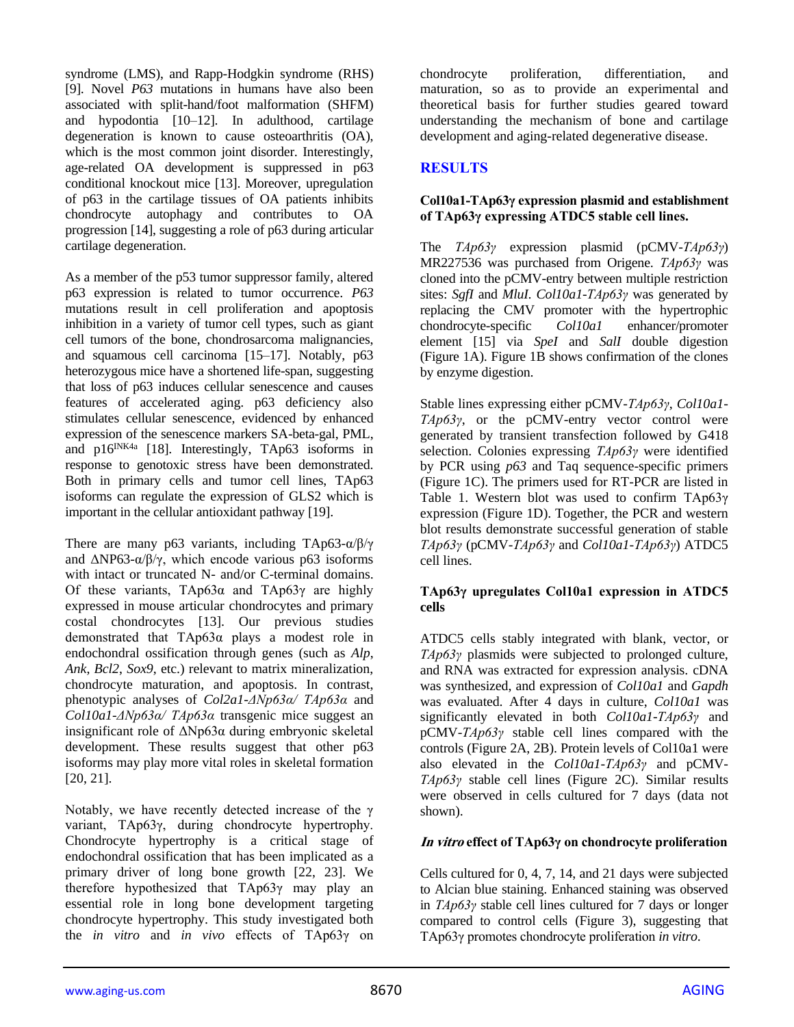syndrome (LMS), and Rapp-Hodgkin syndrome (RHS) [9]. Novel *P63* mutations in humans have also been associated with split-hand/foot malformation (SHFM) and hypodontia [10–12]. In adulthood, cartilage degeneration is known to cause osteoarthritis (OA), which is the most common joint disorder. Interestingly, age-related OA development is suppressed in p63 conditional knockout mice [13]. Moreover, upregulation of p63 in the cartilage tissues of OA patients inhibits chondrocyte autophagy and contributes to OA progression [14], suggesting a role of p63 during articular cartilage degeneration.

As a member of the p53 tumor suppressor family, altered p63 expression is related to tumor occurrence. *P63* mutations result in cell proliferation and apoptosis inhibition in a variety of tumor cell types, such as giant cell tumors of the bone, chondrosarcoma malignancies, and squamous cell carcinoma [15–17]. Notably, p63 heterozygous mice have a shortened life-span, suggesting that loss of p63 induces cellular senescence and causes features of accelerated aging. p63 deficiency also stimulates cellular senescence, evidenced by enhanced expression of the senescence markers SA-beta-gal, PML, and $p16^{INK4a}$ [18]. Interestingly, TAp63 isoforms in response to genotoxic stress have been demonstrated. Both in primary cells and tumor cell lines, TAp63 isoforms can regulate the expression of GLS2 which is important in the cellular antioxidant pathway [19].

There are many p63 variants, including TAp63-α/β/γ and ΔNP63-α/β/γ, which encode various p63 isoforms with intact or truncated N- and/or C-terminal domains. Of these variants, TAp63α and TAp63γ are highly expressed in mouse articular chondrocytes and primary costal chondrocytes [13]. Our previous studies demonstrated that TAp63α plays a modest role in endochondral ossification through genes (such as *Alp*, *Ank*, *Bcl2*, *Sox9*, etc.) relevant to matrix mineralization, chondrocyte maturation, and apoptosis. In contrast, phenotypic analyses of *Col2a1-ΔNp63α/ TAp63α* and *Col10a1-ΔNp63α/ TAp63α* transgenic mice suggest an insignificant role of ΔNp63α during embryonic skeletal development. These results suggest that other p63 isoforms may play more vital roles in skeletal formation [20, 21].

Notably, we have recently detected increase of the γ variant, TAp63γ, during chondrocyte hypertrophy. Chondrocyte hypertrophy is a critical stage of endochondral ossification that has been implicated as a primary driver of long bone growth [22, 23]. We therefore hypothesized that TAp63γ may play an essential role in long bone development targeting chondrocyte hypertrophy. This study investigated both the *in vitro* and *in vivo* effects of TAp63γ on chondrocyte proliferation, differentiation, and maturation, so as to provide an experimental and theoretical basis for further studies geared toward understanding the mechanism of bone and cartilage development and aging-related degenerative disease.

## RESULTS

### Col10a1-TAp63γ expression plasmid and establishment of TAp63γ expressing ATDC5 stable cell lines.

The *TAp63γ* expression plasmid (pCMV-*TAp63γ*) MR227536 was purchased from Origene. *TAp63γ* was cloned into the pCMV-entry between multiple restriction sites: *SgfI* and *MluI*. *Col10a1-TAp63γ* was generated by replacing the CMV promoter with the hypertrophic chondrocyte-specific *Col10a1* enhancer/promoter element [15] via *SpeI* and *SalI* double digestion (Figure 1A). Figure 1B shows confirmation of the clones by enzyme digestion.

Stable lines expressing either pCMV-*TAp63γ*, *Col10a1-TAp63γ*, or the pCMV-entry vector control were generated by transient transfection followed by G418 selection. Colonies expressing *TAp63γ* were identified by PCR using *p63* and Taq sequence-specific primers (Figure 1C). The primers used for RT-PCR are listed in Table 1. Western blot was used to confirm TAp63γ expression (Figure 1D). Together, the PCR and western blot results demonstrate successful generation of stable *TAp63γ* (pCMV-*TAp63γ* and *Col10a1-TAp63γ*) ATDC5 cell lines.

### TAp63γ upregulates Col10a1 expression in ATDC5 cells

ATDC5 cells stably integrated with blank, vector, or *TAp63γ* plasmids were subjected to prolonged culture, and RNA was extracted for expression analysis. cDNA was synthesized, and expression of *Col10a1* and *Gapdh* was evaluated. After 4 days in culture, *Col10a1* was significantly elevated in both *Col10a1-TAp63γ* and pCMV-*TAp63γ* stable cell lines compared with the controls (Figure 2A, 2B). Protein levels of Col10a1 were also elevated in the *Col10a1-TAp63γ* and pCMV-*TAp63γ* stable cell lines (Figure 2C). Similar results were observed in cells cultured for 7 days (data not shown).

### *In vitro* effect of TAp63γ on chondrocyte proliferation

Cells cultured for 0, 4, 7, 14, and 21 days were subjected to Alcian blue staining. Enhanced staining was observed in *TAp63γ* stable cell lines cultured for 7 days or longer compared to control cells (Figure 3), suggesting that TAp63γ promotes chondrocyte proliferation *in vitro*.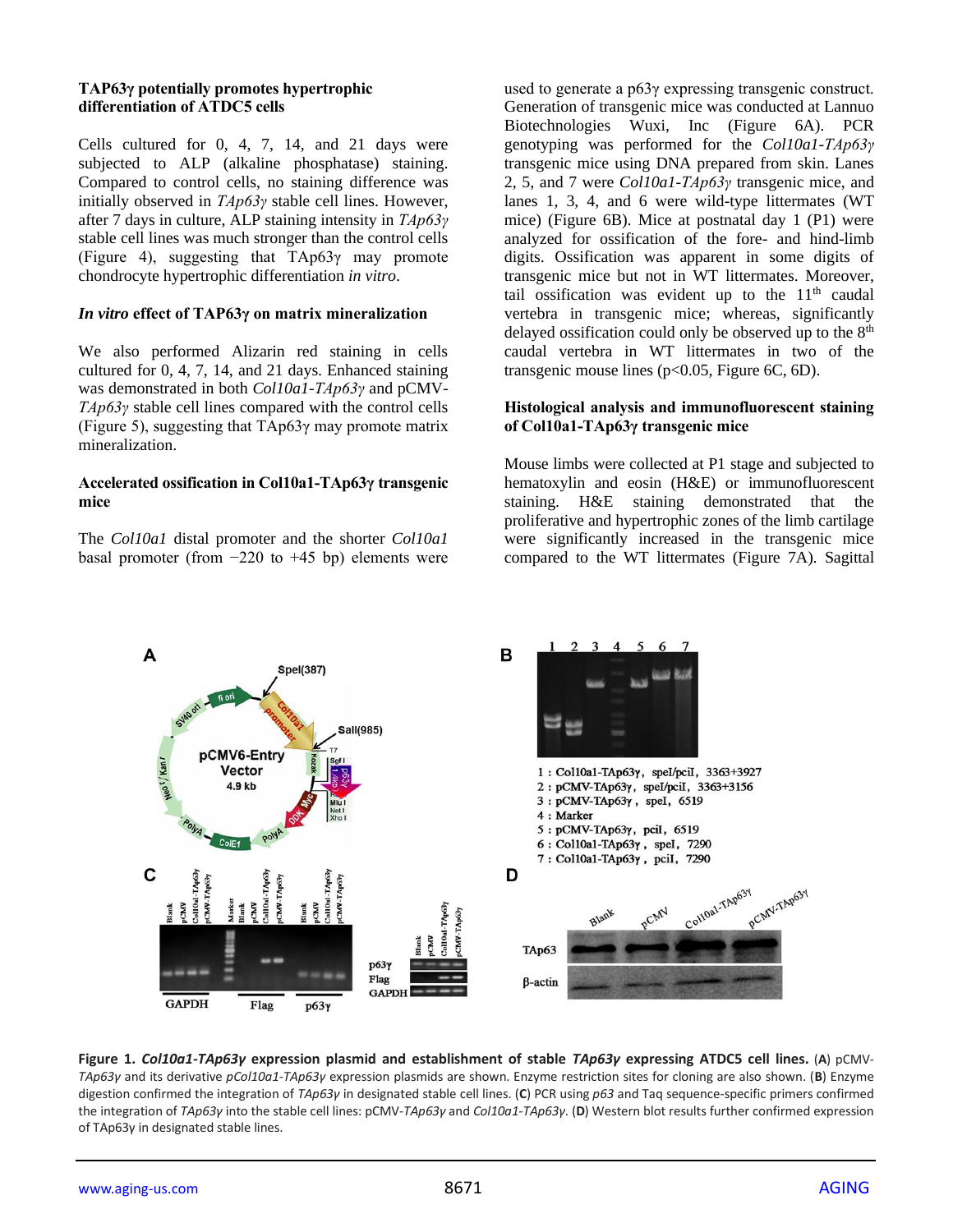### TAP63γ potentially promotes hypertrophic differentiation of ATDC5 cells

Cells cultured for 0, 4, 7, 14, and 21 days were subjected to ALP (alkaline phosphatase) staining. Compared to control cells, no staining difference was initially observed in *TAp63γ* stable cell lines. However, after 7 days in culture, ALP staining intensity in *TAp63γ* stable cell lines was much stronger than the control cells (Figure 4), suggesting that TAp63γ may promote chondrocyte hypertrophic differentiation *in vitro*.

### *In vitro* effect of TAP63γ on matrix mineralization

We also performed Alizarin red staining in cells cultured for 0, 4, 7, 14, and 21 days. Enhanced staining was demonstrated in both *Col10a1-TAp63γ* and pCMV-*TAp63γ* stable cell lines compared with the control cells (Figure 5), suggesting that TAp63γ may promote matrix mineralization.

### Accelerated ossification in Col10a1-TAp63γ transgenic mice

The *Col10a1* distal promoter and the shorter *Col10a1* basal promoter (from −220 to +45 bp) elements were used to generate a p63γ expressing transgenic construct. Generation of transgenic mice was conducted at Lannuo Biotechnologies Wuxi, Inc (Figure 6A). PCR genotyping was performed for the *Col10a1-TAp63γ* transgenic mice using DNA prepared from skin. Lanes 2, 5, and 7 were *Col10a1-TAp63γ* transgenic mice, and lanes 1, 3, 4, and 6 were wild-type littermates (WT mice) (Figure 6B). Mice at postnatal day 1 (P1) were analyzed for ossification of the fore- and hind-limb digits. Ossification was apparent in some digits of transgenic mice but not in WT littermates. Moreover, tail ossification was evident up to the 11th caudal vertebra in transgenic mice; whereas, significantly delayed ossification could only be observed up to the 8th caudal vertebra in WT littermates in two of the transgenic mouse lines ($p<0.05$, Figure 6C, 6D).

### Histological analysis and immunofluorescent staining of Col10a1-TAp63γ transgenic mice

Mouse limbs were collected at P1 stage and subjected to hematoxylin and eosin (H&E) or immunofluorescent staining. H&E staining demonstrated that the proliferative and hypertrophic zones of the limb cartilage were significantly increased in the transgenic mice compared to the WT littermates (Figure 7A). Sagittal

**Figure 1. *Col10a1-TAp63γ* expression plasmid and establishment of stable *TAp63γ* expressing ATDC5 cell lines.** (**A**) pCMV-*TAp63γ* and its derivative *pCol10a1-TAp63γ* expression plasmids are shown. Enzyme restriction sites for cloning are also shown. (**B**) Enzyme digestion confirmed the integration of *TAp63γ* in designated stable cell lines. (**C**) PCR using *p63* and Taq sequence-specific primers confirmed the integration of *TAp63γ* into the stable cell lines: pCMV-*TAp63γ* and *Col10a1-TAp63γ*. (**D**) Western blot results further confirmed expression of TAp63γ in designated stable lines.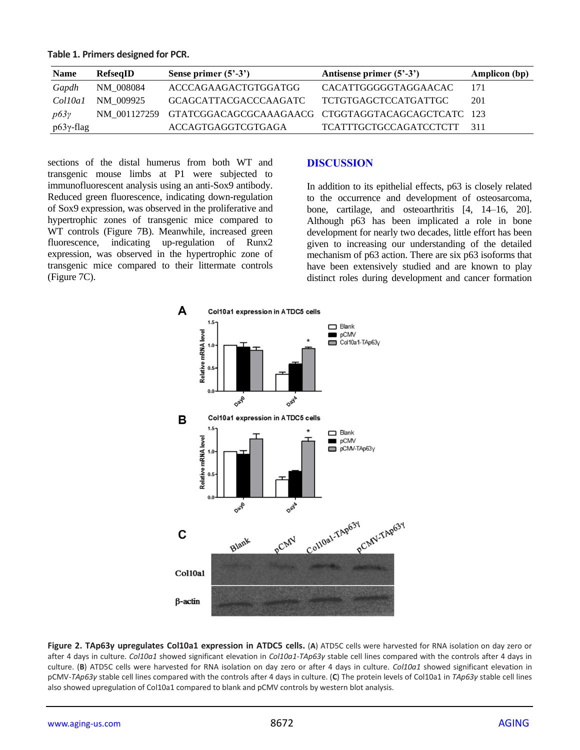**Table 1. Primers designed for PCR.**

| Name | RefseqID | Sense primer (5'-3') | Antisense primer (5'-3') | Amplicon (bp) |
|---|---|---|---|---|
| *Gapdh* | NM_008084 | ACCCAGAAGACTGTGGATGG | CACATTGGGGGTAGGAACAC | 171 |
| *Col10a1* | NM_009925 | GCAGCATTACGACCCAAGATC | TCTGTGAGCTCCATGATTGC | 201 |
| *p63γ* | NM_001127259 | GTATCGGACAGCGCAAAGAACG | CTGGTAGGTACAGCAGCTCATC | 123 |
| p63γ-flag | | ACCAGTGAGGTCGTGAGA | TCATTTGCTGCCAGATCCTCTT | 311 |

sections of the distal humerus from both WT and transgenic mouse limbs at P1 were subjected to immunofluorescent analysis using an anti-Sox9 antibody. Reduced green fluorescence, indicating down-regulation of Sox9 expression, was observed in the proliferative and hypertrophic zones of transgenic mice compared to WT controls (Figure 7B). Meanwhile, increased green fluorescence, indicating up-regulation of Runx2 expression, was observed in the hypertrophic zone of transgenic mice compared to their littermate controls (Figure 7C).

## DISCUSSION

In addition to its epithelial effects, p63 is closely related to the occurrence and development of osteosarcoma, bone, cartilage, and osteoarthritis [4, 14–16, 20]. Although p63 has been implicated a role in bone development for nearly two decades, little effort has been given to increasing our understanding of the detailed mechanism of p63 action. There are six p63 isoforms that have been extensively studied and are known to play distinct roles during development and cancer formation

**Figure 2. TAp63γ upregulates Col10a1 expression in ATDC5 cells.** (**A**) ATD5C cells were harvested for RNA isolation on day zero or after 4 days in culture. *Col10a1* showed significant elevation in *Col10a1-TAp63γ* stable cell lines compared with the controls after 4 days in culture. (**B**) ATD5C cells were harvested for RNA isolation on day zero or after 4 days in culture. *Col10a1* showed significant elevation in pCMV-*TAp63γ* stable cell lines compared with the controls after 4 days in culture. (**C**) The protein levels of Col10a1 in *TAp63γ* stable cell lines also showed upregulation of Col10a1 compared to blank and pCMV controls by western blot analysis.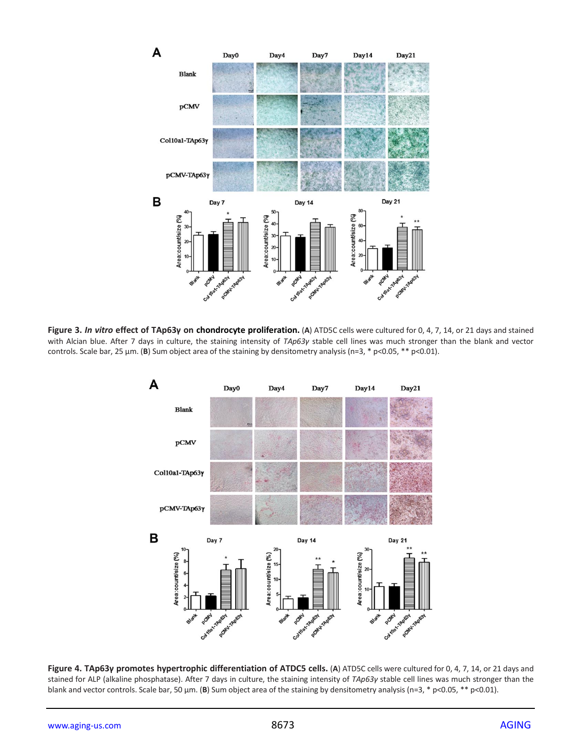**Figure 3. *In vitro* effect of TAp63γ on chondrocyte proliferation.** (**A**) ATD5C cells were cultured for 0, 4, 7, 14, or 21 days and stained with Alcian blue. After 7 days in culture, the staining intensity of *TAp63γ* stable cell lines was much stronger than the blank and vector controls. Scale bar, 25 μm. (**B**) Sum object area of the staining by densitometry analysis (n=3, * p<0.05, ** p<0.01).

**Figure 4. TAp63γ promotes hypertrophic differentiation of ATDC5 cells.** (**A**) ATD5C cells were cultured for 0, 4, 7, 14, or 21 days and stained for ALP (alkaline phosphatase). After 7 days in culture, the staining intensity of *TAp63γ* stable cell lines was much stronger than the blank and vector controls. Scale bar, 50 μm. (**B**) Sum object area of the staining by densitometry analysis (n=3, * p<0.05, ** p<0.01).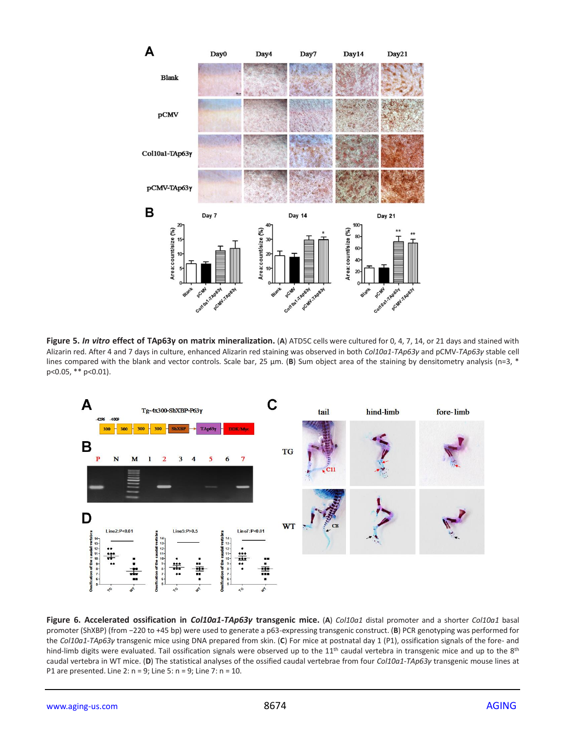**Figure 5. *In vitro* effect of TAp63γ on matrix mineralization.** (**A**) ATDC5 cells were cultured for 0, 4, 7, 14, or 21 days and stained with Alizarin red. After 4 and 7 days in culture, enhanced Alizarin red staining was observed in both *Col10a1-TAp63γ* and pCMV-*TAp63γ* stable cell lines compared with the blank and vector controls. Scale bar, 25 µm. (**B**) Sum object area of the staining by densitometry analysis (n=3, * p<0.05, ** p<0.01).

**Figure 6. Accelerated ossification in *Col10a1-TAp63γ* transgenic mice.** (**A**) *Col10a1* distal promoter and a shorter *Col10a1* basal promoter (ShXBP) (from −220 to +45 bp) were used to generate a p63-expressing transgenic construct. (**B**) PCR genotyping was performed for the *Col10a1-TAp63γ* transgenic mice using DNA prepared from skin. (**C**) For mice at postnatal day 1 (P1), ossification signals of the fore- and hind-limb digits were evaluated. Tail ossification signals were observed up to the 11th caudal vertebra in transgenic mice and up to the 8th caudal vertebra in WT mice. (**D**) The statistical analyses of the ossified caudal vertebrae from four *Col10a1-TAp63γ* transgenic mouse lines at P1 are presented. Line 2: n = 9; Line 5: n = 9; Line 7: n = 10.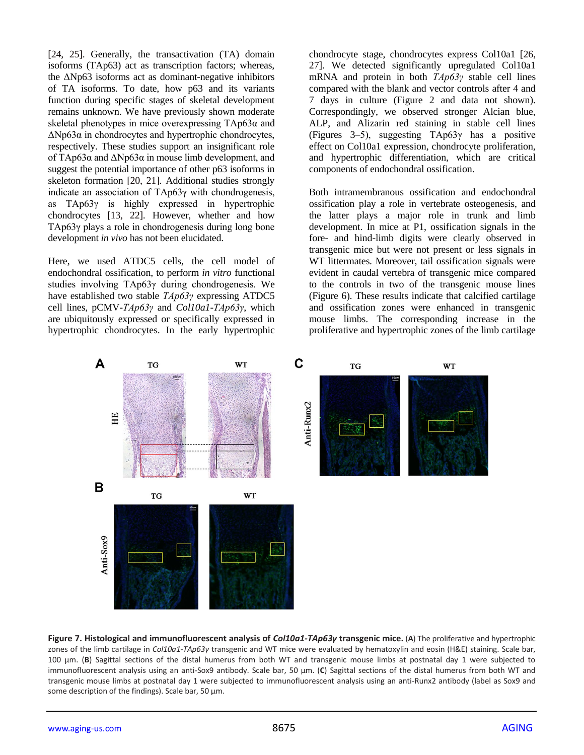[24, 25]. Generally, the transactivation (TA) domain isoforms (TAp63) act as transcription factors; whereas, the ΔNp63 isoforms act as dominant-negative inhibitors of TA isoforms. To date, how p63 and its variants function during specific stages of skeletal development remains unknown. We have previously shown moderate skeletal phenotypes in mice overexpressing TAp63α and ΔNp63α in chondrocytes and hypertrophic chondrocytes, respectively. These studies support an insignificant role of TAp63α and ΔNp63α in mouse limb development, and suggest the potential importance of other p63 isoforms in skeleton formation [20, 21]. Additional studies strongly indicate an association of TAp63γ with chondrogenesis, as TAp63γ is highly expressed in hypertrophic chondrocytes [13, 22]. However, whether and how TAp63γ plays a role in chondrogenesis during long bone development *in vivo* has not been elucidated.

Here, we used ATDC5 cells, the cell model of endochondral ossification, to perform *in vitro* functional studies involving TAp63γ during chondrogenesis. We have established two stable *TAp63γ* expressing ATDC5 cell lines, pCMV-*TAp63γ* and *Col10a1-TAp63γ*, which are ubiquitously expressed or specifically expressed in hypertrophic chondrocytes. In the early hypertrophic chondrocyte stage, chondrocytes express Col10a1 [26, 27]. We detected significantly upregulated Col10a1 mRNA and protein in both *TAp63γ* stable cell lines compared with the blank and vector controls after 4 and 7 days in culture (Figure 2 and data not shown). Correspondingly, we observed stronger Alcian blue, ALP, and Alizarin red staining in stable cell lines (Figures 3–5), suggesting TAp63γ has a positive effect on Col10a1 expression, chondrocyte proliferation, and hypertrophic differentiation, which are critical components of endochondral ossification.

Both intramembranous ossification and endochondral ossification play a role in vertebrate osteogenesis, and the latter plays a major role in trunk and limb development. In mice at P1, ossification signals in the fore- and hind-limb digits were clearly observed in transgenic mice but were not present or less signals in WT littermates. Moreover, tail ossification signals were evident in caudal vertebra of transgenic mice compared to the controls in two of the transgenic mouse lines (Figure 6). These results indicate that calcified cartilage and ossification zones were enhanced in transgenic mouse limbs. The corresponding increase in the proliferative and hypertrophic zones of the limb cartilage

**Figure 7. Histological and immunofluorescent analysis of *Col10a1-TAp63γ* transgenic mice.** (**A**) The proliferative and hypertrophic zones of the limb cartilage in *Col10a1-TAp63γ* transgenic and WT mice were evaluated by hematoxylin and eosin (H&E) staining. Scale bar, 100 µm. (**B**) Sagittal sections of the distal humerus from both WT and transgenic mouse limbs at postnatal day 1 were subjected to immunofluorescent analysis using an anti-Sox9 antibody. Scale bar, 50 µm. (**C**) Sagittal sections of the distal humerus from both WT and transgenic mouse limbs at postnatal day 1 were subjected to immunofluorescent analysis using an anti-Runx2 antibody (label as Sox9 and some description of the findings). Scale bar, 50 µm.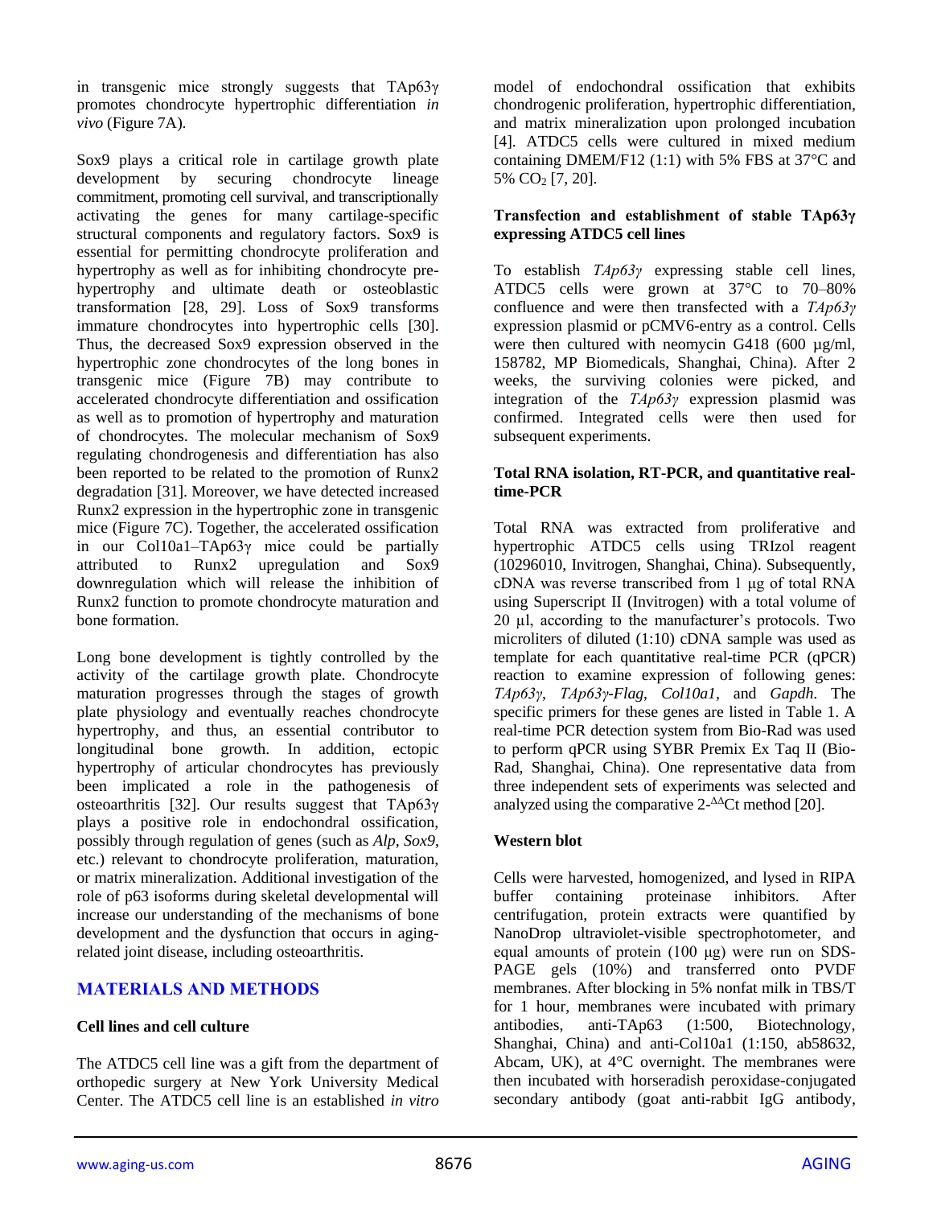in transgenic mice strongly suggests that TAp63γ promotes chondrocyte hypertrophic differentiation *in vivo* (Figure 7A).

Sox9 plays a critical role in cartilage growth plate development by securing chondrocyte lineage commitment, promoting cell survival, and transcriptionally activating the genes for many cartilage-specific structural components and regulatory factors. Sox9 is essential for permitting chondrocyte proliferation and hypertrophy as well as for inhibiting chondrocyte pre-hypertrophy and ultimate death or osteoblastic transformation [28, 29]. Loss of Sox9 transforms immature chondrocytes into hypertrophic cells [30]. Thus, the decreased Sox9 expression observed in the hypertrophic zone chondrocytes of the long bones in transgenic mice (Figure 7B) may contribute to accelerated chondrocyte differentiation and ossification as well as to promotion of hypertrophy and maturation of chondrocytes. The molecular mechanism of Sox9 regulating chondrogenesis and differentiation has also been reported to be related to the promotion of Runx2 degradation [31]. Moreover, we have detected increased Runx2 expression in the hypertrophic zone in transgenic mice (Figure 7C). Together, the accelerated ossification in our Col10a1–TAp63γ mice could be partially attributed to Runx2 upregulation and Sox9 downregulation which will release the inhibition of Runx2 function to promote chondrocyte maturation and bone formation.

Long bone development is tightly controlled by the activity of the cartilage growth plate. Chondrocyte maturation progresses through the stages of growth plate physiology and eventually reaches chondrocyte hypertrophy, and thus, an essential contributor to longitudinal bone growth. In addition, ectopic hypertrophy of articular chondrocytes has previously been implicated a role in the pathogenesis of osteoarthritis [32]. Our results suggest that TAp63γ plays a positive role in endochondral ossification, possibly through regulation of genes (such as *Alp*, *Sox9*, etc.) relevant to chondrocyte proliferation, maturation, or matrix mineralization. Additional investigation of the role of p63 isoforms during skeletal developmental will increase our understanding of the mechanisms of bone development and the dysfunction that occurs in aging-related joint disease, including osteoarthritis.

## MATERIALS AND METHODS

### Cell lines and cell culture

The ATDC5 cell line was a gift from the department of orthopedic surgery at New York University Medical Center. The ATDC5 cell line is an established *in vitro* model of endochondral ossification that exhibits chondrogenic proliferation, hypertrophic differentiation, and matrix mineralization upon prolonged incubation [4]. ATDC5 cells were cultured in mixed medium containing DMEM/F12 (1:1) with 5% FBS at 37°C and 5% $CO_2$ [7, 20].

### Transfection and establishment of stable TAp63γ expressing ATDC5 cell lines

To establish *TAp63γ* expressing stable cell lines, ATDC5 cells were grown at 37°C to 70–80% confluence and were then transfected with a *TAp63γ* expression plasmid or pCMV6-entry as a control. Cells were then cultured with neomycin G418 (600 μg/ml, 158782, MP Biomedicals, Shanghai, China). After 2 weeks, the surviving colonies were picked, and integration of the *TAp63γ* expression plasmid was confirmed. Integrated cells were then used for subsequent experiments.

### Total RNA isolation, RT-PCR, and quantitative real-time-PCR

Total RNA was extracted from proliferative and hypertrophic ATDC5 cells using TRIzol reagent (10296010, Invitrogen, Shanghai, China). Subsequently, cDNA was reverse transcribed from 1 μg of total RNA using Superscript II (Invitrogen) with a total volume of 20 μl, according to the manufacturer's protocols. Two microliters of diluted (1:10) cDNA sample was used as template for each quantitative real-time PCR (qPCR) reaction to examine expression of following genes: *TAp63γ*, *TAp63γ-Flag*, *Col10a1*, and *Gapdh*. The specific primers for these genes are listed in Table 1. A real-time PCR detection system from Bio-Rad was used to perform qPCR using SYBR Premix Ex Taq II (Bio-Rad, Shanghai, China). One representative data from three independent sets of experiments was selected and analyzed using the comparative $2^{-\Delta\Delta}$Ct method [20].

### Western blot

Cells were harvested, homogenized, and lysed in RIPA buffer containing proteinase inhibitors. After centrifugation, protein extracts were quantified by NanoDrop ultraviolet-visible spectrophotometer, and equal amounts of protein (100 μg) were run on SDS-PAGE gels (10%) and transferred onto PVDF membranes. After blocking in 5% nonfat milk in TBS/T for 1 hour, membranes were incubated with primary antibodies, anti-TAp63 (1:500, Biotechnology, Shanghai, China) and anti-Col10a1 (1:150, ab58632, Abcam, UK), at 4°C overnight. The membranes were then incubated with horseradish peroxidase-conjugated secondary antibody (goat anti-rabbit IgG antibody,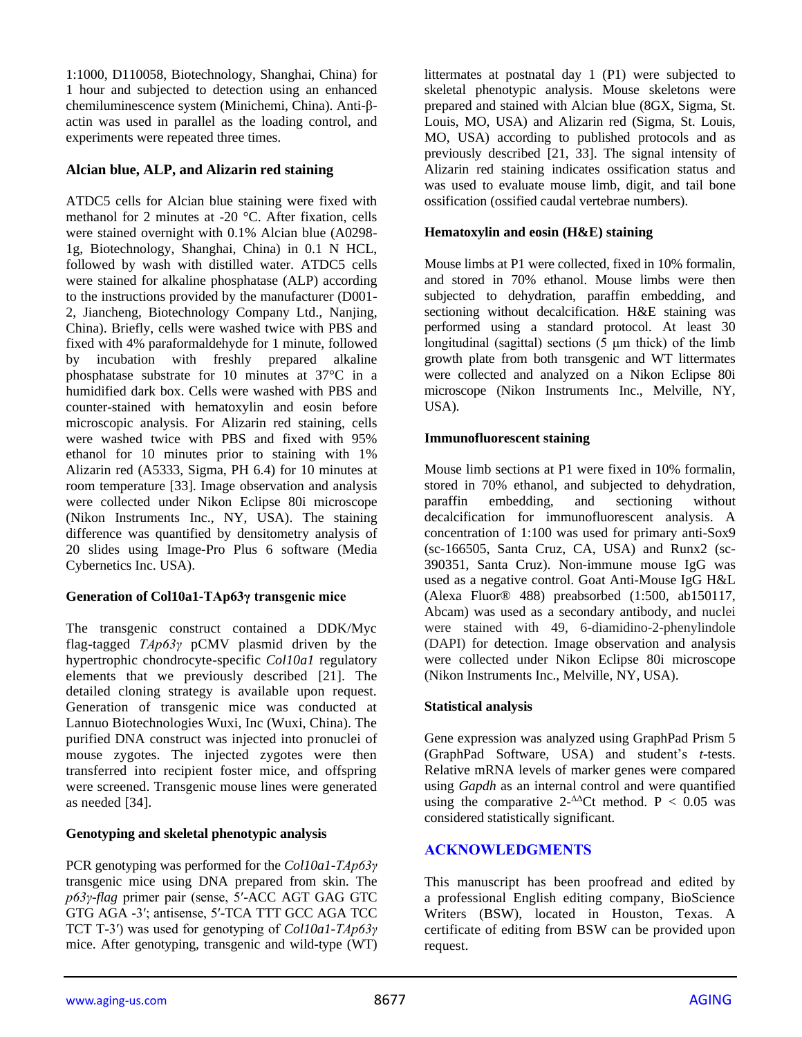1:1000, D110058, Biotechnology, Shanghai, China) for 1 hour and subjected to detection using an enhanced chemiluminescence system (Minichemi, China). Anti-β-actin was used in parallel as the loading control, and experiments were repeated three times.

### Alcian blue, ALP, and Alizarin red staining

ATDC5 cells for Alcian blue staining were fixed with methanol for 2 minutes at -20 °C. After fixation, cells were stained overnight with 0.1% Alcian blue (A0298-1g, Biotechnology, Shanghai, China) in 0.1 N HCL, followed by wash with distilled water. ATDC5 cells were stained for alkaline phosphatase (ALP) according to the instructions provided by the manufacturer (D001-2, Jiancheng, Biotechnology Company Ltd., Nanjing, China). Briefly, cells were washed twice with PBS and fixed with 4% paraformaldehyde for 1 minute, followed by incubation with freshly prepared alkaline phosphatase substrate for 10 minutes at 37°C in a humidified dark box. Cells were washed with PBS and counter-stained with hematoxylin and eosin before microscopic analysis. For Alizarin red staining, cells were washed twice with PBS and fixed with 95% ethanol for 10 minutes prior to staining with 1% Alizarin red (A5333, Sigma, PH 6.4) for 10 minutes at room temperature [33]. Image observation and analysis were collected under Nikon Eclipse 80i microscope (Nikon Instruments Inc., NY, USA). The staining difference was quantified by densitometry analysis of 20 slides using Image-Pro Plus 6 software (Media Cybernetics Inc. USA).

### Generation of Col10a1-TAp63γ transgenic mice

The transgenic construct contained a DDK/Myc flag-tagged *TAp63γ* pCMV plasmid driven by the hypertrophic chondrocyte-specific *Col10a1* regulatory elements that we previously described [21]. The detailed cloning strategy is available upon request. Generation of transgenic mice was conducted at Lannuo Biotechnologies Wuxi, Inc (Wuxi, China). The purified DNA construct was injected into pronuclei of mouse zygotes. The injected zygotes were then transferred into recipient foster mice, and offspring were screened. Transgenic mouse lines were generated as needed [34].

### Genotyping and skeletal phenotypic analysis

PCR genotyping was performed for the *Col10a1-TAp63γ* transgenic mice using DNA prepared from skin. The *p63γ-flag* primer pair (sense, 5′-ACC AGT GAG GTC GTG AGA -3′; antisense, 5′-TCA TTT GCC AGA TCC TCT T-3′) was used for genotyping of *Col10a1-TAp63γ* mice. After genotyping, transgenic and wild-type (WT) littermates at postnatal day 1 (P1) were subjected to skeletal phenotypic analysis. Mouse skeletons were prepared and stained with Alcian blue (8GX, Sigma, St. Louis, MO, USA) and Alizarin red (Sigma, St. Louis, MO, USA) according to published protocols and as previously described [21, 33]. The signal intensity of Alizarin red staining indicates ossification status and was used to evaluate mouse limb, digit, and tail bone ossification (ossified caudal vertebrae numbers).

### Hematoxylin and eosin (H&E) staining

Mouse limbs at P1 were collected, fixed in 10% formalin, and stored in 70% ethanol. Mouse limbs were then subjected to dehydration, paraffin embedding, and sectioning without decalcification. H&E staining was performed using a standard protocol. At least 30 longitudinal (sagittal) sections (5 μm thick) of the limb growth plate from both transgenic and WT littermates were collected and analyzed on a Nikon Eclipse 80i microscope (Nikon Instruments Inc., Melville, NY, USA).

### Immunofluorescent staining

Mouse limb sections at P1 were fixed in 10% formalin, stored in 70% ethanol, and subjected to dehydration, paraffin embedding, and sectioning without decalcification for immunofluorescent analysis. A concentration of 1:100 was used for primary anti-Sox9 (sc-166505, Santa Cruz, CA, USA) and Runx2 (sc-390351, Santa Cruz). Non-immune mouse IgG was used as a negative control. Goat Anti-Mouse IgG H&L (Alexa Fluor® 488) preabsorbed (1:500, ab150117, Abcam) was used as a secondary antibody, and nuclei were stained with 49, 6-diamidino-2-phenylindole (DAPI) for detection. Image observation and analysis were collected under Nikon Eclipse 80i microscope (Nikon Instruments Inc., Melville, NY, USA).

### Statistical analysis

Gene expression was analyzed using GraphPad Prism 5 (GraphPad Software, USA) and student's *t*-tests. Relative mRNA levels of marker genes were compared using *Gapdh* as an internal control and were quantified using the comparative $2^{-\Delta\Delta}$Ct method. $P < 0.05$ was considered statistically significant.

## ACKNOWLEDGMENTS

This manuscript has been proofread and edited by a professional English editing company, BioScience Writers (BSW), located in Houston, Texas. A certificate of editing from BSW can be provided upon request.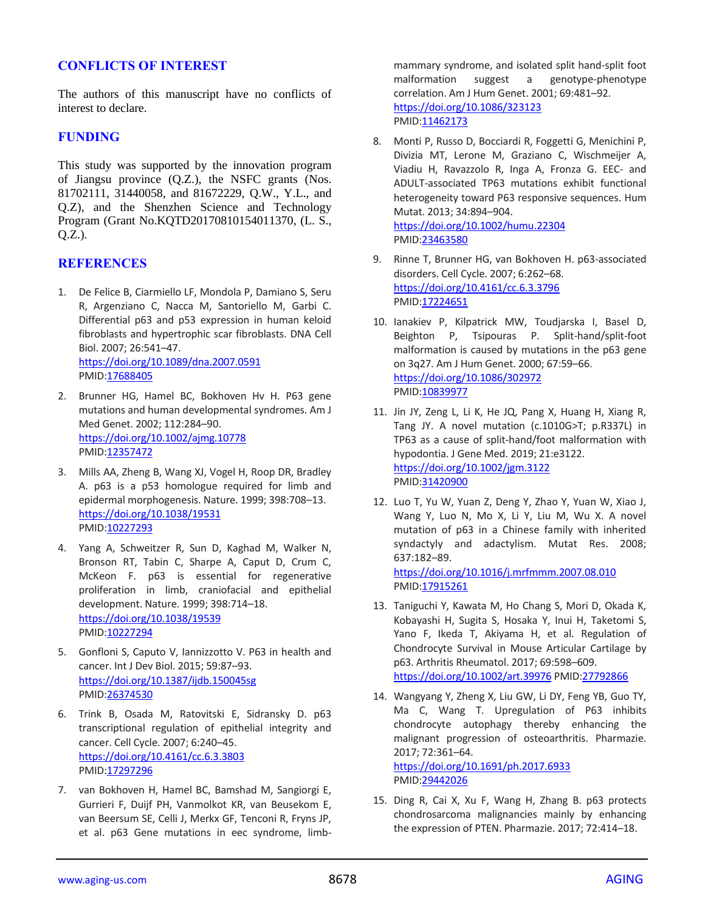## CONFLICTS OF INTEREST

The authors of this manuscript have no conflicts of interest to declare.

## FUNDING

This study was supported by the innovation program of Jiangsu province (Q.Z.), the NSFC grants (Nos. 81702111, 31440058, and 81672229, Q.W., Y.L., and Q.Z), and the Shenzhen Science and Technology Program (Grant No.KQTD20170810154011370, (L. S., Q.Z.).

## REFERENCES

1. De Felice B, Ciarmiello LF, Mondola P, Damiano S, Seru R, Argenziano C, Nacca M, Santoriello M, Garbi C. Differential p63 and p53 expression in human keloid fibroblasts and hypertrophic scar fibroblasts. DNA Cell Biol. 2007; 26:541–47. https://doi.org/10.1089/dna.2007.0591 PMID:17688405

2. Brunner HG, Hamel BC, Bokhoven Hv H. P63 gene mutations and human developmental syndromes. Am J Med Genet. 2002; 112:284–90. https://doi.org/10.1002/ajmg.10778 PMID:12357472

3. Mills AA, Zheng B, Wang XJ, Vogel H, Roop DR, Bradley A. p63 is a p53 homologue required for limb and epidermal morphogenesis. Nature. 1999; 398:708–13. https://doi.org/10.1038/19531 PMID:10227293

4. Yang A, Schweitzer R, Sun D, Kaghad M, Walker N, Bronson RT, Tabin C, Sharpe A, Caput D, Crum C, McKeon F. p63 is essential for regenerative proliferation in limb, craniofacial and epithelial development. Nature. 1999; 398:714–18. https://doi.org/10.1038/19539 PMID:10227294

5. Gonfloni S, Caputo V, Iannizzotto V. P63 in health and cancer. Int J Dev Biol. 2015; 59:87–93. https://doi.org/10.1387/ijdb.150045sg PMID:26374530

6. Trink B, Osada M, Ratovitski E, Sidransky D. p63 transcriptional regulation of epithelial integrity and cancer. Cell Cycle. 2007; 6:240–45. https://doi.org/10.4161/cc.6.3.3803 PMID:17297296

7. van Bokhoven H, Hamel BC, Bamshad M, Sangiorgi E, Gurrieri F, Duijf PH, Vanmolkot KR, van Beusekom E, van Beersum SE, Celli J, Merkx GF, Tenconi R, Fryns JP, et al. p63 Gene mutations in eec syndrome, limb-mammary syndrome, and isolated split hand-split foot malformation suggest a genotype-phenotype correlation. Am J Hum Genet. 2001; 69:481–92. https://doi.org/10.1086/323123 PMID:11462173

8. Monti P, Russo D, Bocciardi R, Foggetti G, Menichini P, Divizia MT, Lerone M, Graziano C, Wischmeijer A, Viadiu H, Ravazzolo R, Inga A, Fronza G. EEC- and ADULT-associated TP63 mutations exhibit functional heterogeneity toward P63 responsive sequences. Hum Mutat. 2013; 34:894–904. https://doi.org/10.1002/humu.22304 PMID:23463580

9. Rinne T, Brunner HG, van Bokhoven H. p63-associated disorders. Cell Cycle. 2007; 6:262–68. https://doi.org/10.4161/cc.6.3.3796 PMID:17224651

10. Ianakiev P, Kilpatrick MW, Toudjarska I, Basel D, Beighton P, Tsipouras P. Split-hand/split-foot malformation is caused by mutations in the p63 gene on 3q27. Am J Hum Genet. 2000; 67:59–66. https://doi.org/10.1086/302972 PMID:10839977

11. Jin JY, Zeng L, Li K, He JQ, Pang X, Huang H, Xiang R, Tang JY. A novel mutation (c.1010G>T; p.R337L) in TP63 as a cause of split-hand/foot malformation with hypodontia. J Gene Med. 2019; 21:e3122. https://doi.org/10.1002/jgm.3122 PMID:31420900

12. Luo T, Yu W, Yuan Z, Deng Y, Zhao Y, Yuan W, Xiao J, Wang Y, Luo N, Mo X, Li Y, Liu M, Wu X. A novel mutation of p63 in a Chinese family with inherited syndactyly and adactylism. Mutat Res. 2008; 637:182–89. https://doi.org/10.1016/j.mrfmmm.2007.08.010 PMID:17915261

13. Taniguchi Y, Kawata M, Ho Chang S, Mori D, Okada K, Kobayashi H, Sugita S, Hosaka Y, Inui H, Taketomi S, Yano F, Ikeda T, Akiyama H, et al. Regulation of Chondrocyte Survival in Mouse Articular Cartilage by p63. Arthritis Rheumatol. 2017; 69:598–609. https://doi.org/10.1002/art.39976 PMID:27792866

14. Wangyang Y, Zheng X, Liu GW, Li DY, Feng YB, Guo TY, Ma C, Wang T. Upregulation of P63 inhibits chondrocyte autophagy thereby enhancing the malignant progression of osteoarthritis. Pharmazie. 2017; 72:361–64. https://doi.org/10.1691/ph.2017.6933 PMID:29442026

15. Ding R, Cai X, Xu F, Wang H, Zhang B. p63 protects chondrosarcoma malignancies mainly by enhancing the expression of PTEN. Pharmazie. 2017; 72:414–18.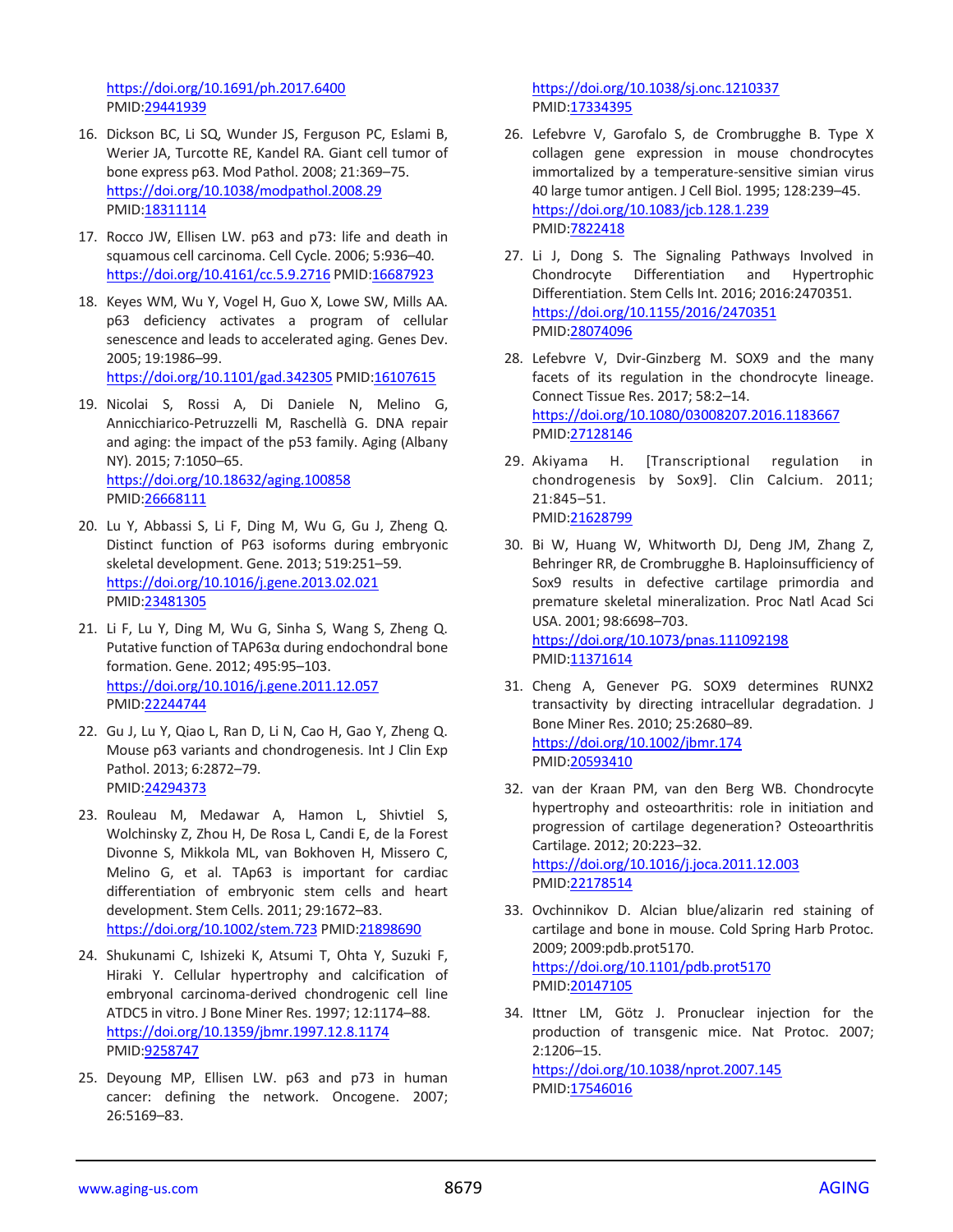https://doi.org/10.1691/ph.2017.6400
PMID:29441939

16. Dickson BC, Li SQ, Wunder JS, Ferguson PC, Eslami B, Werier JA, Turcotte RE, Kandel RA. Giant cell tumor of bone express p63. Mod Pathol. 2008; 21:369–75. https://doi.org/10.1038/modpathol.2008.29 PMID:18311114

17. Rocco JW, Ellisen LW. p63 and p73: life and death in squamous cell carcinoma. Cell Cycle. 2006; 5:936–40. https://doi.org/10.4161/cc.5.9.2716 PMID:16687923

18. Keyes WM, Wu Y, Vogel H, Guo X, Lowe SW, Mills AA. p63 deficiency activates a program of cellular senescence and leads to accelerated aging. Genes Dev. 2005; 19:1986–99. https://doi.org/10.1101/gad.342305 PMID:16107615

19. Nicolai S, Rossi A, Di Daniele N, Melino G, Annicchiarico-Petruzzelli M, Raschellà G. DNA repair and aging: the impact of the p53 family. Aging (Albany NY). 2015; 7:1050–65. https://doi.org/10.18632/aging.100858 PMID:26668111

20. Lu Y, Abbassi S, Li F, Ding M, Wu G, Gu J, Zheng Q. Distinct function of P63 isoforms during embryonic skeletal development. Gene. 2013; 519:251–59. https://doi.org/10.1016/j.gene.2013.02.021 PMID:23481305

21. Li F, Lu Y, Ding M, Wu G, Sinha S, Wang S, Zheng Q. Putative function of TAP63α during endochondral bone formation. Gene. 2012; 495:95–103. https://doi.org/10.1016/j.gene.2011.12.057 PMID:22244744

22. Gu J, Lu Y, Qiao L, Ran D, Li N, Cao H, Gao Y, Zheng Q. Mouse p63 variants and chondrogenesis. Int J Clin Exp Pathol. 2013; 6:2872–79. PMID:24294373

23. Rouleau M, Medawar A, Hamon L, Shivtiel S, Wolchinsky Z, Zhou H, De Rosa L, Candi E, de la Forest Divonne S, Mikkola ML, van Bokhoven H, Missero C, Melino G, et al. TAp63 is important for cardiac differentiation of embryonic stem cells and heart development. Stem Cells. 2011; 29:1672–83. https://doi.org/10.1002/stem.723 PMID:21898690

24. Shukunami C, Ishizeki K, Atsumi T, Ohta Y, Suzuki F, Hiraki Y. Cellular hypertrophy and calcification of embryonal carcinoma-derived chondrogenic cell line ATDC5 in vitro. J Bone Miner Res. 1997; 12:1174–88. https://doi.org/10.1359/jbmr.1997.12.8.1174 PMID:9258747

25. Deyoung MP, Ellisen LW. p63 and p73 in human cancer: defining the network. Oncogene. 2007; 26:5169–83. https://doi.org/10.1038/sj.onc.1210337 PMID:17334395

26. Lefebvre V, Garofalo S, de Crombrugghe B. Type X collagen gene expression in mouse chondrocytes immortalized by a temperature-sensitive simian virus 40 large tumor antigen. J Cell Biol. 1995; 128:239–45. https://doi.org/10.1083/jcb.128.1.239 PMID:7822418

27. Li J, Dong S. The Signaling Pathways Involved in Chondrocyte Differentiation and Hypertrophic Differentiation. Stem Cells Int. 2016; 2016:2470351. https://doi.org/10.1155/2016/2470351 PMID:28074096

28. Lefebvre V, Dvir-Ginzberg M. SOX9 and the many facets of its regulation in the chondrocyte lineage. Connect Tissue Res. 2017; 58:2–14. https://doi.org/10.1080/03008207.2016.1183667 PMID:27128146

29. Akiyama H. [Transcriptional regulation in chondrogenesis by Sox9]. Clin Calcium. 2011; 21:845–51. PMID:21628799

30. Bi W, Huang W, Whitworth DJ, Deng JM, Zhang Z, Behringer RR, de Crombrugghe B. Haploinsufficiency of Sox9 results in defective cartilage primordia and premature skeletal mineralization. Proc Natl Acad Sci USA. 2001; 98:6698–703. https://doi.org/10.1073/pnas.111092198 PMID:11371614

31. Cheng A, Genever PG. SOX9 determines RUNX2 transactivity by directing intracellular degradation. J Bone Miner Res. 2010; 25:2680–89. https://doi.org/10.1002/jbmr.174 PMID:20593410

32. van der Kraan PM, van den Berg WB. Chondrocyte hypertrophy and osteoarthritis: role in initiation and progression of cartilage degeneration? Osteoarthritis Cartilage. 2012; 20:223–32. https://doi.org/10.1016/j.joca.2011.12.003 PMID:22178514

33. Ovchinnikov D. Alcian blue/alizarin red staining of cartilage and bone in mouse. Cold Spring Harb Protoc. 2009; 2009:pdb.prot5170. https://doi.org/10.1101/pdb.prot5170 PMID:20147105

34. Ittner LM, Götz J. Pronuclear injection for the production of transgenic mice. Nat Protoc. 2007; 2:1206–15. https://doi.org/10.1038/nprot.2007.145 PMID:17546016